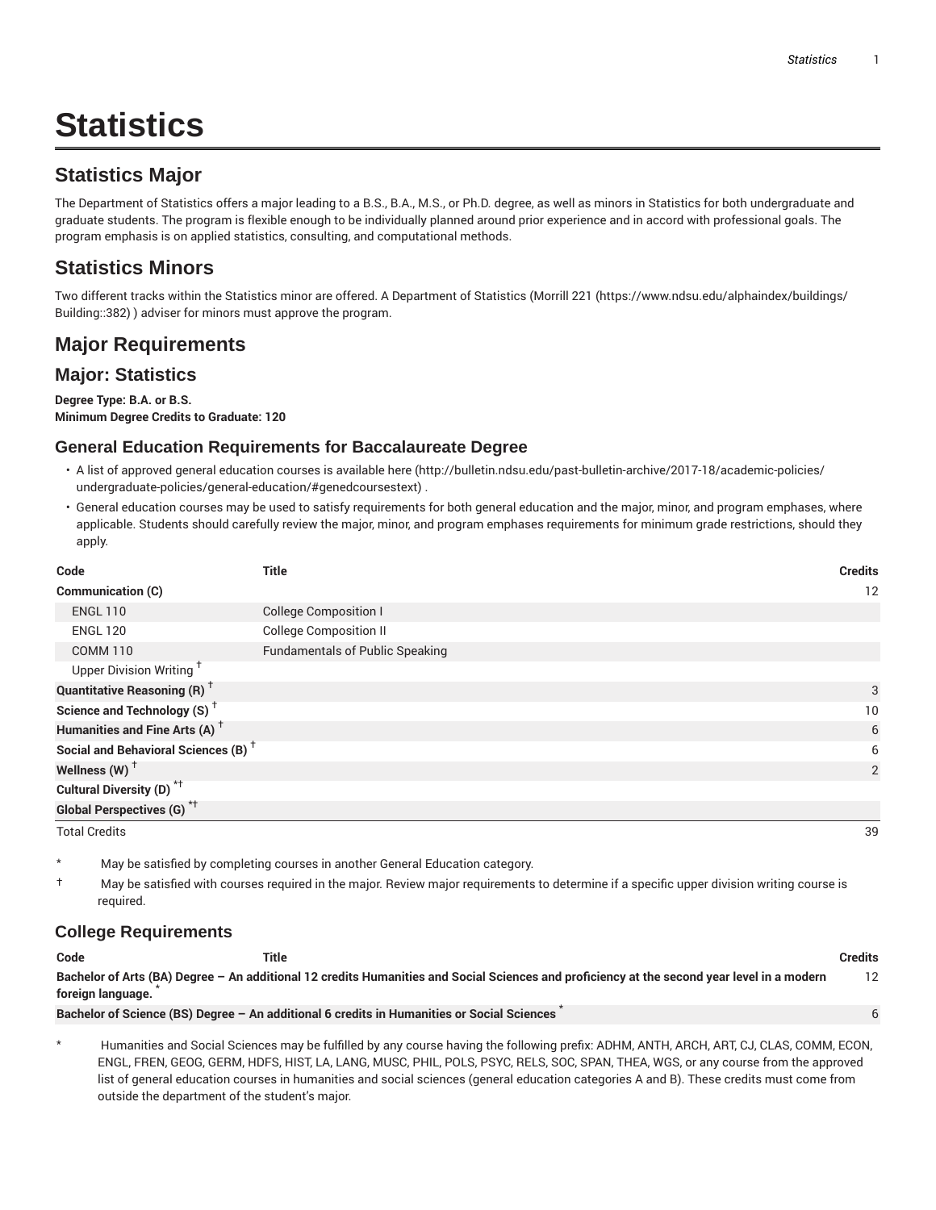# Statistics

## Statistics Major

The Department of Statistics offers a major leading to a B.S., B.A., M.S., or Ph.D. degree, as well as minors in Statistics for both undergraduate and graduate students. The program is flexible enough to be individually planned around prior experience and in accord with professional goals. The program emphasis is on applied statistics, consulting, and computational methods.

## Statistics Minors

Two different tracks within the Statistics minor are offered. A Department of Statistics (Morrill 221 (https://www.ndsu.edu/alphaindex/buildings/Building::382) ) adviser for minors must approve the program.

## Major Requirements

### Major: Statistics

**Degree Type: B.A. or B.S.**
**Minimum Degree Credits to Graduate: 120**

### General Education Requirements for Baccalaureate Degree

- A list of approved general education courses is available here (http://bulletin.ndsu.edu/past-bulletin-archive/2017-18/academic-policies/undergraduate-policies/general-education/#genedcoursestext) .
- General education courses may be used to satisfy requirements for both general education and the major, minor, and program emphases, where applicable. Students should carefully review the major, minor, and program emphases requirements for minimum grade restrictions, should they apply.

| Code | Title | Credits |
|---|---|---|
| **Communication (C)** | | 12 |
| ENGL 110 | College Composition I | |
| ENGL 120 | College Composition II | |
| COMM 110 | Fundamentals of Public Speaking | |
| Upper Division Writing † | | |
| **Quantitative Reasoning (R) †** | | 3 |
| **Science and Technology (S) †** | | 10 |
| **Humanities and Fine Arts (A) †** | | 6 |
| **Social and Behavioral Sciences (B) †** | | 6 |
| **Wellness (W) †** | | 2 |
| **Cultural Diversity (D) *†** | | |
| **Global Perspectives (G) *†** | | |
| Total Credits | | 39 |

\* May be satisfied by completing courses in another General Education category.

† May be satisfied with courses required in the major. Review major requirements to determine if a specific upper division writing course is required.

### College Requirements

| Code | Title | Credits |
|---|---|---|
| **Bachelor of Arts (BA) Degree – An additional 12 credits Humanities and Social Sciences and proficiency at the second year level in a modern foreign language. *** | | 12 |
| **Bachelor of Science (BS) Degree – An additional 6 credits in Humanities or Social Sciences *** | | 6 |

\* Humanities and Social Sciences may be fulfilled by any course having the following prefix: ADHM, ANTH, ARCH, ART, CJ, CLAS, COMM, ECON, ENGL, FREN, GEOG, GERM, HDFS, HIST, LA, LANG, MUSC, PHIL, POLS, PSYC, RELS, SOC, SPAN, THEA, WGS, or any course from the approved list of general education courses in humanities and social sciences (general education categories A and B). These credits must come from outside the department of the student's major.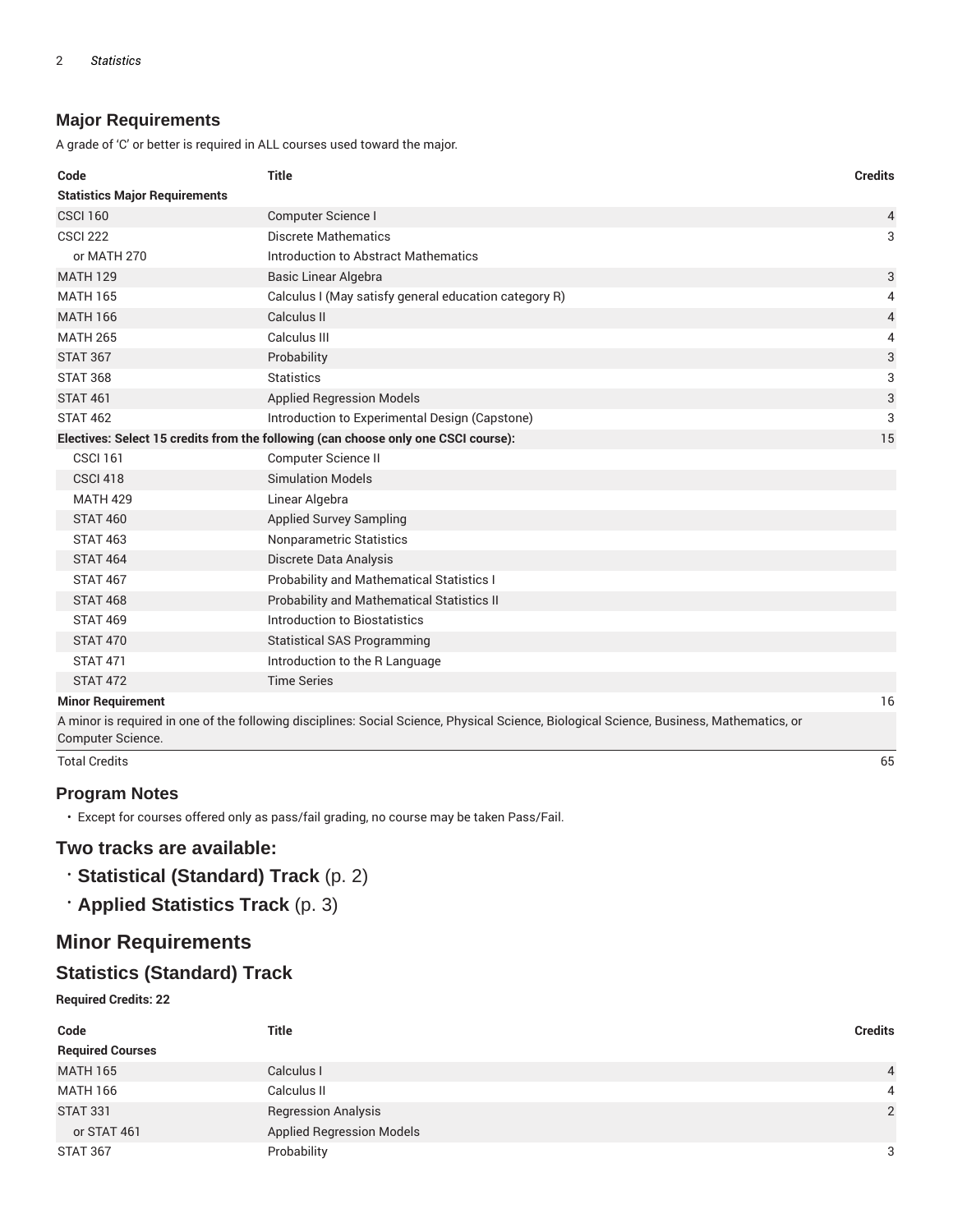## Major Requirements

A grade of 'C' or better is required in ALL courses used toward the major.

| Code | Title | Credits |
|---|---|---|
| **Statistics Major Requirements** | | |
| CSCI 160 | Computer Science I | 4 |
| CSCI 222 | Discrete Mathematics | 3 |
| or MATH 270 | Introduction to Abstract Mathematics | |
| MATH 129 | Basic Linear Algebra | 3 |
| MATH 165 | Calculus I (May satisfy general education category R) | 4 |
| MATH 166 | Calculus II | 4 |
| MATH 265 | Calculus III | 4 |
| STAT 367 | Probability | 3 |
| STAT 368 | Statistics | 3 |
| STAT 461 | Applied Regression Models | 3 |
| STAT 462 | Introduction to Experimental Design (Capstone) | 3 |
| **Electives: Select 15 credits from the following (can choose only one CSCI course):** | | 15 |
| CSCI 161 | Computer Science II | |
| CSCI 418 | Simulation Models | |
| MATH 429 | Linear Algebra | |
| STAT 460 | Applied Survey Sampling | |
| STAT 463 | Nonparametric Statistics | |
| STAT 464 | Discrete Data Analysis | |
| STAT 467 | Probability and Mathematical Statistics I | |
| STAT 468 | Probability and Mathematical Statistics II | |
| STAT 469 | Introduction to Biostatistics | |
| STAT 470 | Statistical SAS Programming | |
| STAT 471 | Introduction to the R Language | |
| STAT 472 | Time Series | |
| **Minor Requirement** | | 16 |
| A minor is required in one of the following disciplines: Social Science, Physical Science, Biological Science, Business, Mathematics, or Computer Science. | | |
| Total Credits | | 65 |

### Program Notes

- Except for courses offered only as pass/fail grading, no course may be taken Pass/Fail.

### Two tracks are available:

- **Statistical (Standard) Track** (p. 2)
- **Applied Statistics Track** (p. 3)

## Minor Requirements

### Statistics (Standard) Track

**Required Credits: 22**

| Code | Title | Credits |
|---|---|---|
| **Required Courses** | | |
| MATH 165 | Calculus I | 4 |
| MATH 166 | Calculus II | 4 |
| STAT 331 | Regression Analysis | 2 |
| or STAT 461 | Applied Regression Models | |
| STAT 367 | Probability | 3 |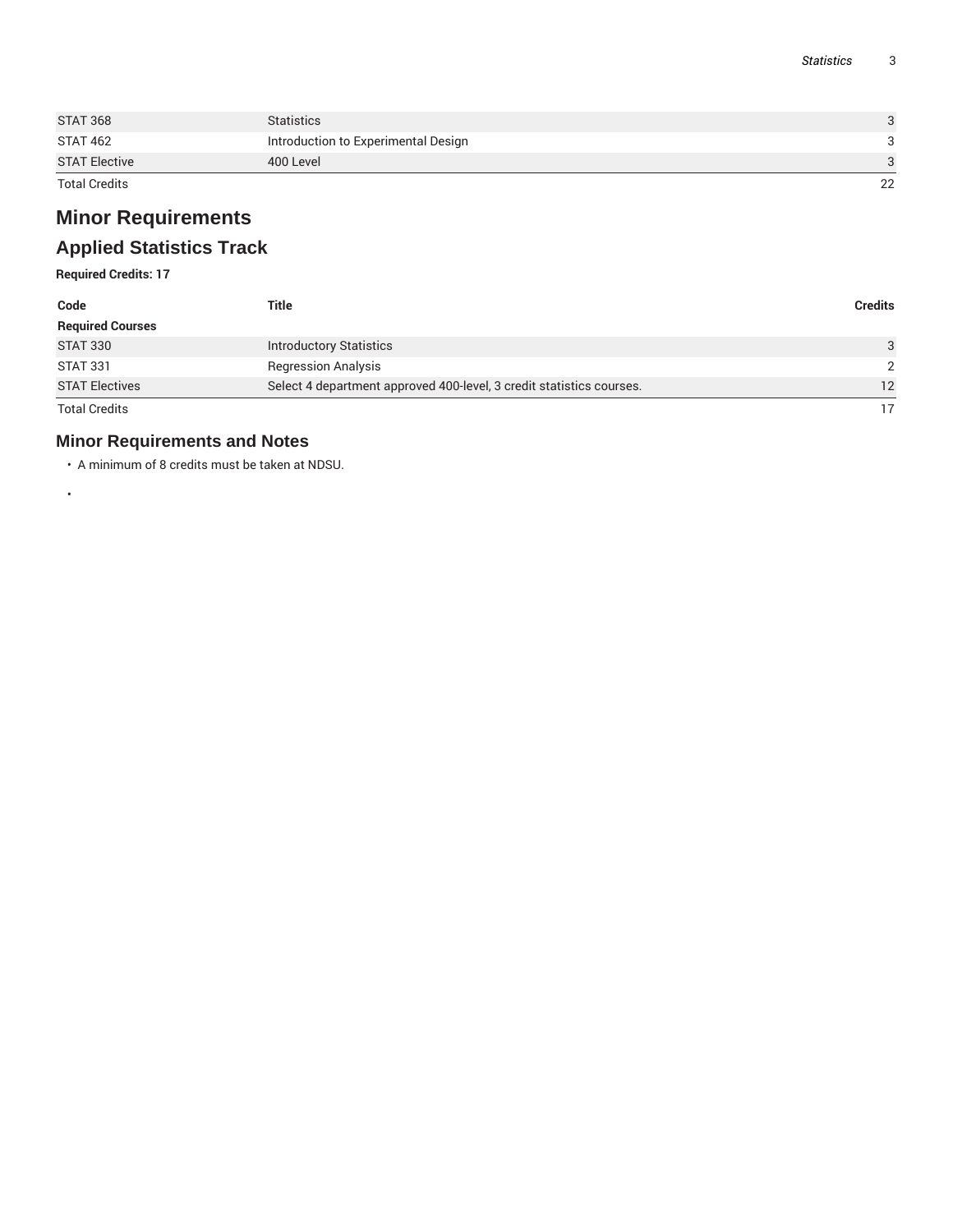| | | |
|---|---|---|
| STAT 368 | Statistics | 3 |
| STAT 462 | Introduction to Experimental Design | 3 |
| STAT Elective | 400 Level | 3 |
| Total Credits | | 22 |

## Minor Requirements

## Applied Statistics Track

**Required Credits: 17**

| Code | Title | Credits |
|---|---|---|
| **Required Courses** | | |
| STAT 330 | Introductory Statistics | 3 |
| STAT 331 | Regression Analysis | 2 |
| STAT Electives | Select 4 department approved 400-level, 3 credit statistics courses. | 12 |
| Total Credits | | 17 |

### Minor Requirements and Notes

- A minimum of 8 credits must be taken at NDSU.